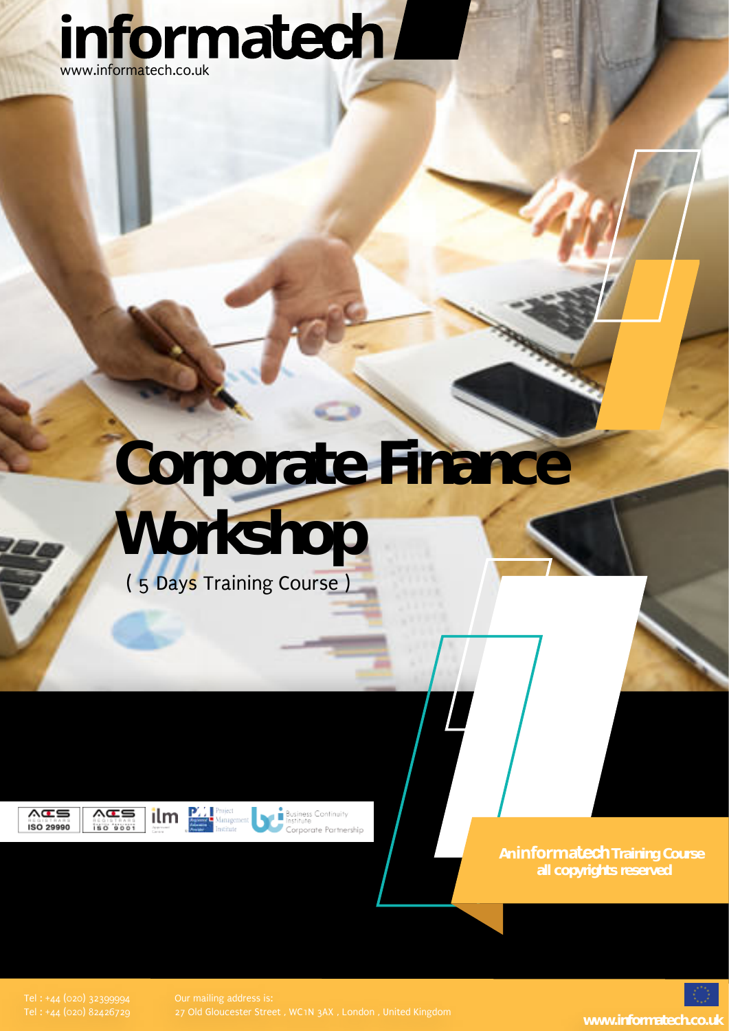informatech

www.informatech.co.uk

# Corporate Finance Workshop

( 5 Days Training Course )

An informatech Training Course
all copyrights reserved

Tel : +44 (020) 32399994
Tel : +44 (020) 82426729

Our mailing address is:
27 Old Gloucester Street , WC1N 3AX , London , United Kingdom

www.informatech.co.uk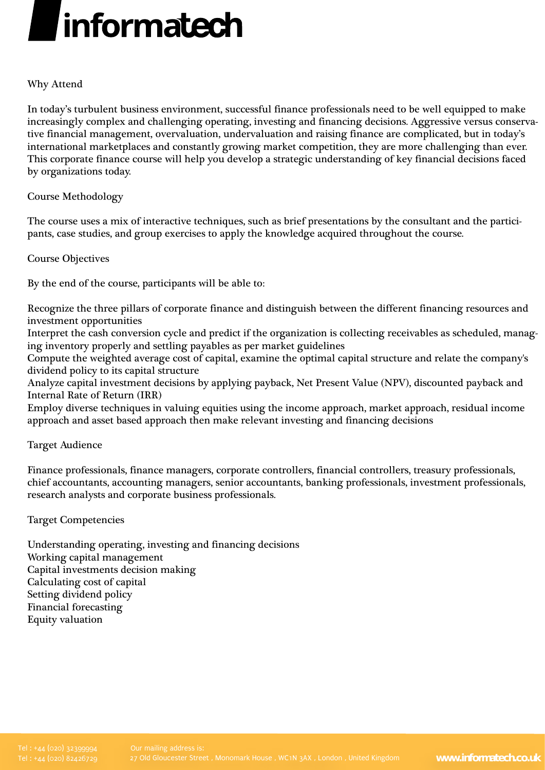## Why Attend

In today's turbulent business environment, successful finance professionals need to be well equipped to make increasingly complex and challenging operating, investing and financing decisions. Aggressive versus conservative financial management, overvaluation, undervaluation and raising finance are complicated, but in today's international marketplaces and constantly growing market competition, they are more challenging than ever. This corporate finance course will help you develop a strategic understanding of key financial decisions faced by organizations today.

## Course Methodology

The course uses a mix of interactive techniques, such as brief presentations by the consultant and the participants, case studies, and group exercises to apply the knowledge acquired throughout the course.

## Course Objectives

By the end of the course, participants will be able to:

- Recognize the three pillars of corporate finance and distinguish between the different financing resources and investment opportunities
- Interpret the cash conversion cycle and predict if the organization is collecting receivables as scheduled, managing inventory properly and settling payables as per market guidelines
- Compute the weighted average cost of capital, examine the optimal capital structure and relate the company's dividend policy to its capital structure
- Analyze capital investment decisions by applying payback, Net Present Value (NPV), discounted payback and Internal Rate of Return (IRR)
- Employ diverse techniques in valuing equities using the income approach, market approach, residual income approach and asset based approach then make relevant investing and financing decisions

## Target Audience

Finance professionals, finance managers, corporate controllers, financial controllers, treasury professionals, chief accountants, accounting managers, senior accountants, banking professionals, investment professionals, research analysts and corporate business professionals.

## Target Competencies

- Understanding operating, investing and financing decisions
- Working capital management
- Capital investments decision making
- Calculating cost of capital
- Setting dividend policy
- Financial forecasting
- Equity valuation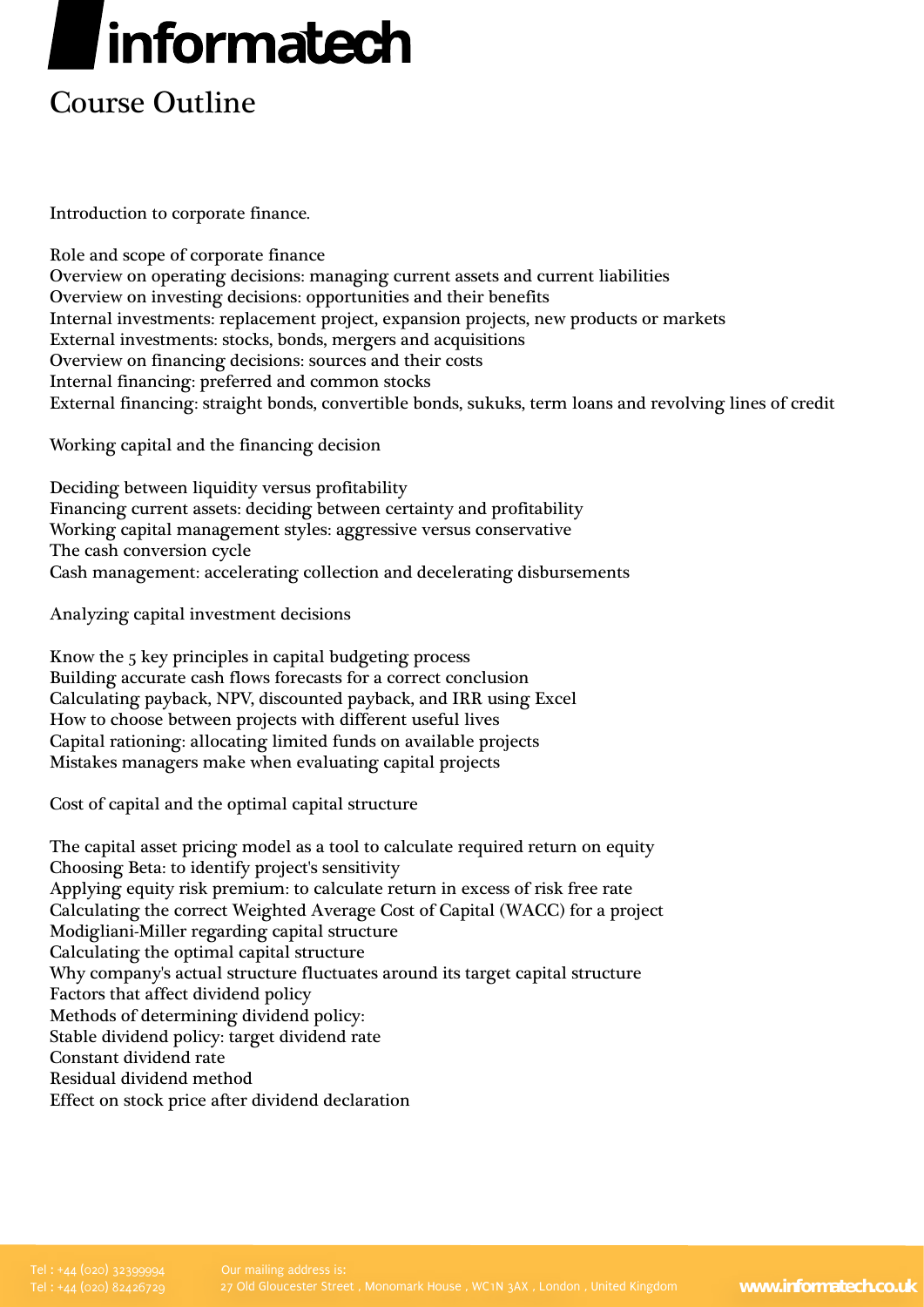# informatech

## Course Outline

### Introduction to corporate finance.

- Role and scope of corporate finance
- Overview on operating decisions: managing current assets and current liabilities
- Overview on investing decisions: opportunities and their benefits
- Internal investments: replacement project, expansion projects, new products or markets
- External investments: stocks, bonds, mergers and acquisitions
- Overview on financing decisions: sources and their costs
- Internal financing: preferred and common stocks
- External financing: straight bonds, convertible bonds, sukuks, term loans and revolving lines of credit

### Working capital and the financing decision

- Deciding between liquidity versus profitability
- Financing current assets: deciding between certainty and profitability
- Working capital management styles: aggressive versus conservative
- The cash conversion cycle
- Cash management: accelerating collection and decelerating disbursements

### Analyzing capital investment decisions

- Know the 5 key principles in capital budgeting process
- Building accurate cash flows forecasts for a correct conclusion
- Calculating payback, NPV, discounted payback, and IRR using Excel
- How to choose between projects with different useful lives
- Capital rationing: allocating limited funds on available projects
- Mistakes managers make when evaluating capital projects

### Cost of capital and the optimal capital structure

- The capital asset pricing model as a tool to calculate required return on equity
- Choosing Beta: to identify project's sensitivity
- Applying equity risk premium: to calculate return in excess of risk free rate
- Calculating the correct Weighted Average Cost of Capital (WACC) for a project
- Modigliani-Miller regarding capital structure
- Calculating the optimal capital structure
- Why company's actual structure fluctuates around its target capital structure
- Factors that affect dividend policy
- Methods of determining dividend policy:
- Stable dividend policy: target dividend rate
- Constant dividend rate
- Residual dividend method
- Effect on stock price after dividend declaration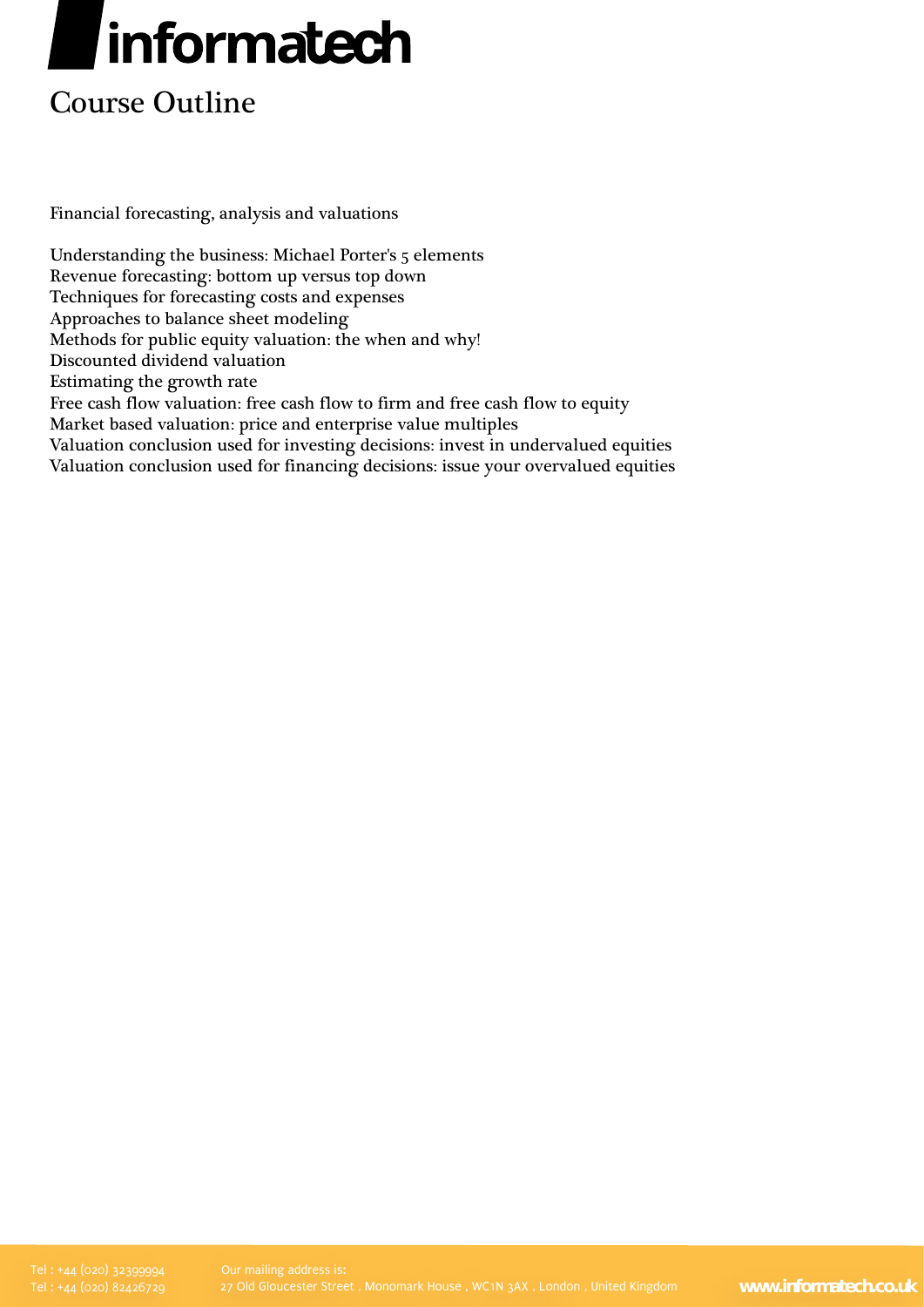# Course Outline

Financial forecasting, analysis and valuations

Understanding the business: Michael Porter's 5 elements
Revenue forecasting: bottom up versus top down
Techniques for forecasting costs and expenses
Approaches to balance sheet modeling
Methods for public equity valuation: the when and why!
Discounted dividend valuation
Estimating the growth rate
Free cash flow valuation: free cash flow to firm and free cash flow to equity
Market based valuation: price and enterprise value multiples
Valuation conclusion used for investing decisions: invest in undervalued equities
Valuation conclusion used for financing decisions: issue your overvalued equities